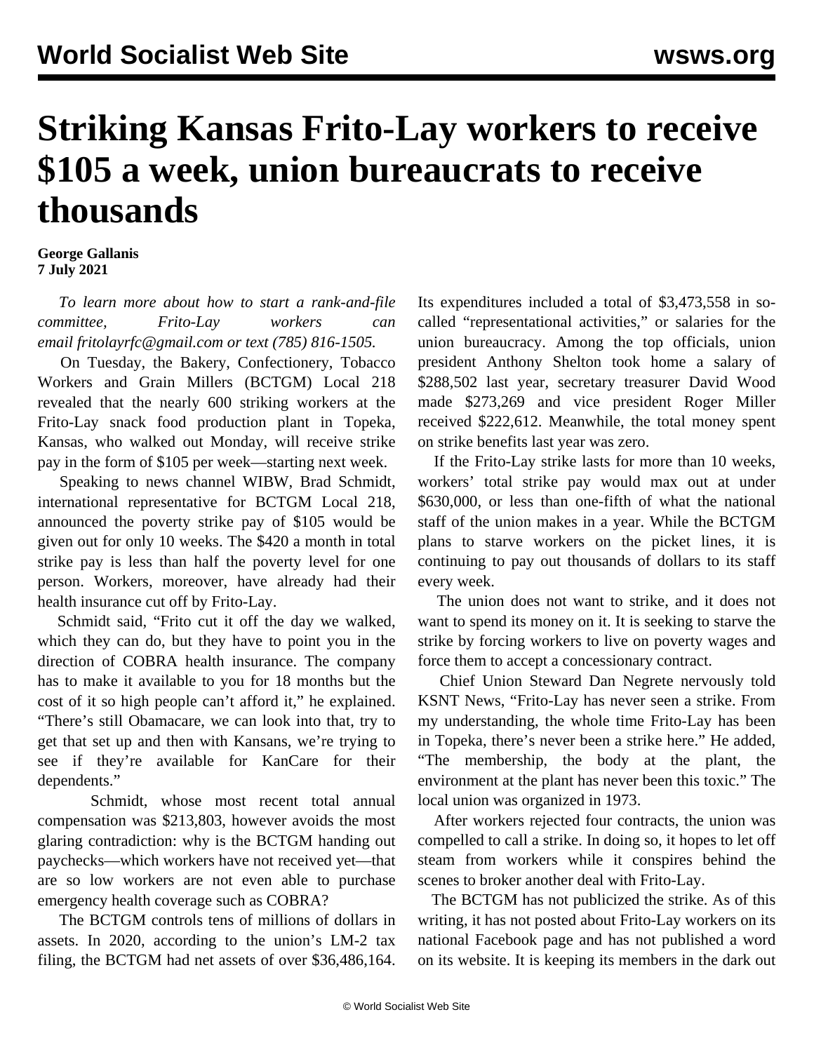# Striking Kansas Frito-Lay workers to receive $105 a week, union bureaucrats to receive thousands

**George Gallanis**
**7 July 2021**

*To learn more about how to start a rank-and-file committee, Frito-Lay workers can email fritolayrfc@gmail.com or text (785) 816-1505.*

On Tuesday, the Bakery, Confectionery, Tobacco Workers and Grain Millers (BCTGM) Local 218 revealed that the nearly 600 striking workers at the Frito-Lay snack food production plant in Topeka, Kansas, who walked out Monday, will receive strike pay in the form of $105 per week—starting next week.

Speaking to news channel WIBW, Brad Schmidt, international representative for BCTGM Local 218, announced the poverty strike pay of $105 would be given out for only 10 weeks. The $420 a month in total strike pay is less than half the poverty level for one person. Workers, moreover, have already had their health insurance cut off by Frito-Lay.

Schmidt said, "Frito cut it off the day we walked, which they can do, but they have to point you in the direction of COBRA health insurance. The company has to make it available to you for 18 months but the cost of it so high people can't afford it," he explained. "There's still Obamacare, we can look into that, try to get that set up and then with Kansans, we're trying to see if they're available for KanCare for their dependents."

Schmidt, whose most recent total annual compensation was $213,803, however avoids the most glaring contradiction: why is the BCTGM handing out paychecks—which workers have not received yet—that are so low workers are not even able to purchase emergency health coverage such as COBRA?

The BCTGM controls tens of millions of dollars in assets. In 2020, according to the union's LM-2 tax filing, the BCTGM had net assets of over $36,486,164. Its expenditures included a total of $3,473,558 in so-called "representational activities," or salaries for the union bureaucracy. Among the top officials, union president Anthony Shelton took home a salary of $288,502 last year, secretary treasurer David Wood made $273,269 and vice president Roger Miller received $222,612. Meanwhile, the total money spent on strike benefits last year was zero.

If the Frito-Lay strike lasts for more than 10 weeks, workers' total strike pay would max out at under $630,000, or less than one-fifth of what the national staff of the union makes in a year. While the BCTGM plans to starve workers on the picket lines, it is continuing to pay out thousands of dollars to its staff every week.

The union does not want to strike, and it does not want to spend its money on it. It is seeking to starve the strike by forcing workers to live on poverty wages and force them to accept a concessionary contract.

Chief Union Steward Dan Negrete nervously told KSNT News, "Frito-Lay has never seen a strike. From my understanding, the whole time Frito-Lay has been in Topeka, there's never been a strike here." He added, "The membership, the body at the plant, the environment at the plant has never been this toxic." The local union was organized in 1973.

After workers rejected four contracts, the union was compelled to call a strike. In doing so, it hopes to let off steam from workers while it conspires behind the scenes to broker another deal with Frito-Lay.

The BCTGM has not publicized the strike. As of this writing, it has not posted about Frito-Lay workers on its national Facebook page and has not published a word on its website. It is keeping its members in the dark out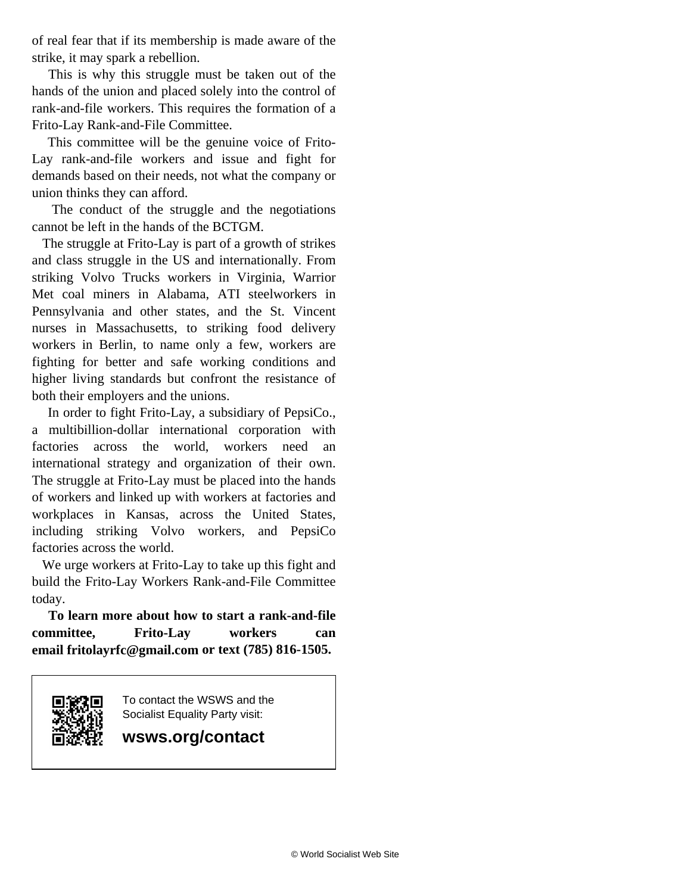of real fear that if its membership is made aware of the strike, it may spark a rebellion.

This is why this struggle must be taken out of the hands of the union and placed solely into the control of rank-and-file workers. This requires the formation of a Frito-Lay Rank-and-File Committee.

This committee will be the genuine voice of Frito-Lay rank-and-file workers and issue and fight for demands based on their needs, not what the company or union thinks they can afford.

The conduct of the struggle and the negotiations cannot be left in the hands of the BCTGM.

The struggle at Frito-Lay is part of a growth of strikes and class struggle in the US and internationally. From striking Volvo Trucks workers in Virginia, Warrior Met coal miners in Alabama, ATI steelworkers in Pennsylvania and other states, and the St. Vincent nurses in Massachusetts, to striking food delivery workers in Berlin, to name only a few, workers are fighting for better and safe working conditions and higher living standards but confront the resistance of both their employers and the unions.

In order to fight Frito-Lay, a subsidiary of PepsiCo., a multibillion-dollar international corporation with factories across the world, workers need an international strategy and organization of their own. The struggle at Frito-Lay must be placed into the hands of workers and linked up with workers at factories and workplaces in Kansas, across the United States, including striking Volvo workers, and PepsiCo factories across the world.

We urge workers at Frito-Lay to take up this fight and build the Frito-Lay Workers Rank-and-File Committee today.

**To learn more about how to start a rank-and-file committee, Frito-Lay workers can email fritolayrfc@gmail.com or text (785) 816-1505.**

To contact the WSWS and the Socialist Equality Party visit:

**wsws.org/contact**